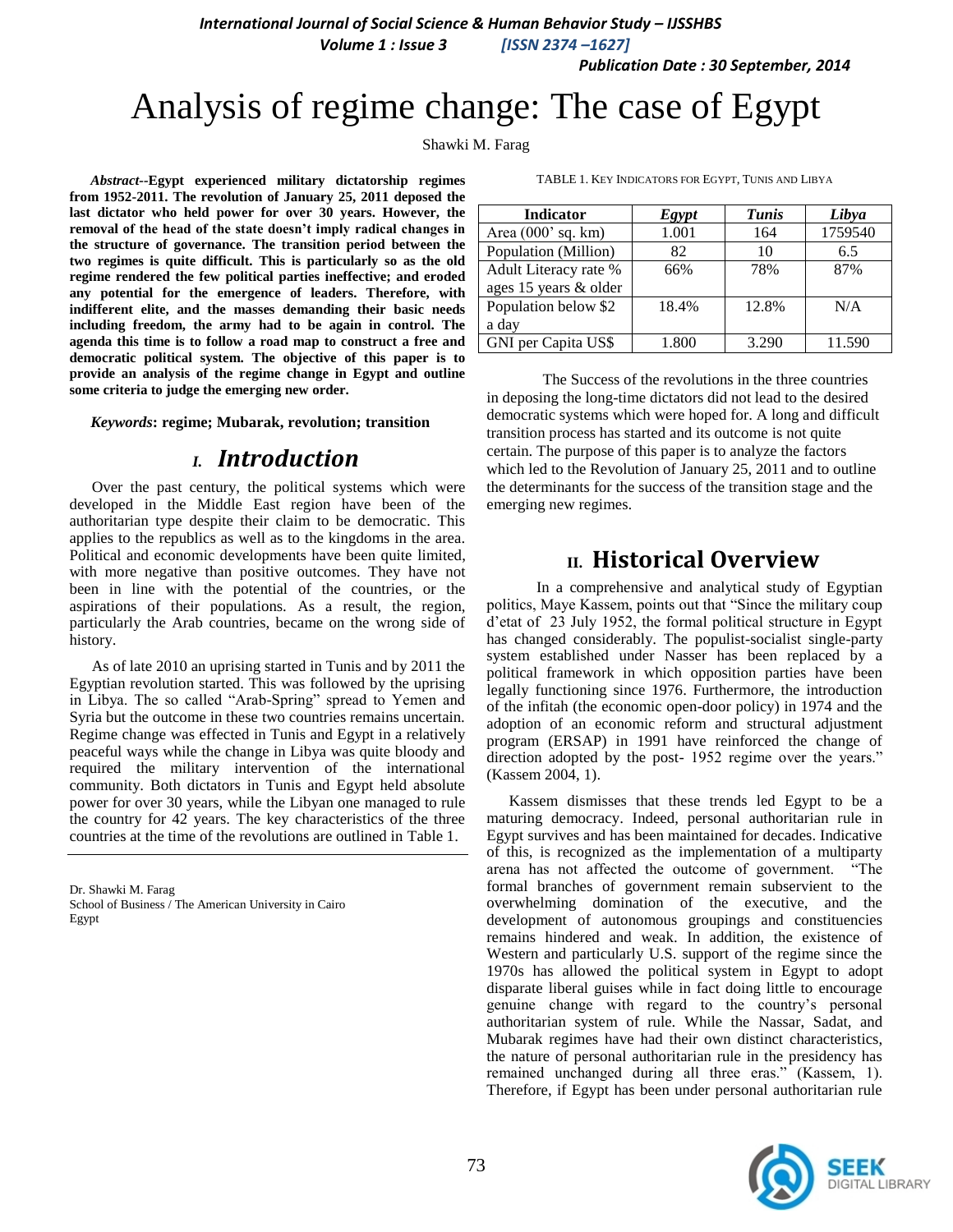# Analysis of regime change: The case of Egypt

Shawki M. Farag

***Abstract*--Egypt experienced military dictatorship regimes from 1952-2011. The revolution of January 25, 2011 deposed the last dictator who held power for over 30 years. However, the removal of the head of the state doesn't imply radical changes in the structure of governance. The transition period between the two regimes is quite difficult. This is particularly so as the old regime rendered the few political parties ineffective; and eroded any potential for the emergence of leaders. Therefore, with indifferent elite, and the masses demanding their basic needs including freedom, the army had to be again in control. The agenda this time is to follow a road map to construct a free and democratic political system. The objective of this paper is to provide an analysis of the regime change in Egypt and outline some criteria to judge the emerging new order.**

***Keywords*: regime; Mubarak, revolution; transition**

## I. *Introduction*

Over the past century, the political systems which were developed in the Middle East region have been of the authoritarian type despite their claim to be democratic. This applies to the republics as well as to the kingdoms in the area. Political and economic developments have been quite limited, with more negative than positive outcomes. They have not been in line with the potential of the countries, or the aspirations of their populations. As a result, the region, particularly the Arab countries, became on the wrong side of history.

As of late 2010 an uprising started in Tunis and by 2011 the Egyptian revolution started. This was followed by the uprising in Libya. The so called "Arab-Spring" spread to Yemen and Syria but the outcome in these two countries remains uncertain. Regime change was effected in Tunis and Egypt in a relatively peaceful ways while the change in Libya was quite bloody and required the military intervention of the international community. Both dictators in Tunis and Egypt held absolute power for over 30 years, while the Libyan one managed to rule the country for 42 years. The key characteristics of the three countries at the time of the revolutions are outlined in Table 1.

Dr. Shawki M. Farag
School of Business / The American University in Cairo
Egypt

TABLE 1. KEY INDICATORS FOR EGYPT, TUNIS AND LIBYA

| Indicator | *Egypt* | *Tunis* | *Libya* |
|---|---|---|---|
| Area (000' sq. km) | 1.001 | 164 | 1759540 |
| Population (Million) | 82 | 10 | 6.5 |
| Adult Literacy rate % ages 15 years & older | 66% | 78% | 87% |
| Population below $2 a day | 18.4% | 12.8% | N/A |
| GNI per Capita US$ | 1.800 | 3.290 | 11.590 |

The Success of the revolutions in the three countries in deposing the long-time dictators did not lead to the desired democratic systems which were hoped for. A long and difficult transition process has started and its outcome is not quite certain. The purpose of this paper is to analyze the factors which led to the Revolution of January 25, 2011 and to outline the determinants for the success of the transition stage and the emerging new regimes.

## II. Historical Overview

In a comprehensive and analytical study of Egyptian politics, Maye Kassem, points out that "Since the military coup d'etat of 23 July 1952, the formal political structure in Egypt has changed considerably. The populist-socialist single-party system established under Nasser has been replaced by a political framework in which opposition parties have been legally functioning since 1976. Furthermore, the introduction of the infitah (the economic open-door policy) in 1974 and the adoption of an economic reform and structural adjustment program (ERSAP) in 1991 have reinforced the change of direction adopted by the post- 1952 regime over the years." (Kassem 2004, 1).

Kassem dismisses that these trends led Egypt to be a maturing democracy. Indeed, personal authoritarian rule in Egypt survives and has been maintained for decades. Indicative of this, is recognized as the implementation of a multiparty arena has not affected the outcome of government. "The formal branches of government remain subservient to the overwhelming domination of the executive, and the development of autonomous groupings and constituencies remains hindered and weak. In addition, the existence of Western and particularly U.S. support of the regime since the 1970s has allowed the political system in Egypt to adopt disparate liberal guises while in fact doing little to encourage genuine change with regard to the country's personal authoritarian system of rule. While the Nassar, Sadat, and Mubarak regimes have had their own distinct characteristics, the nature of personal authoritarian rule in the presidency has remained unchanged during all three eras." (Kassem, 1). Therefore, if Egypt has been under personal authoritarian rule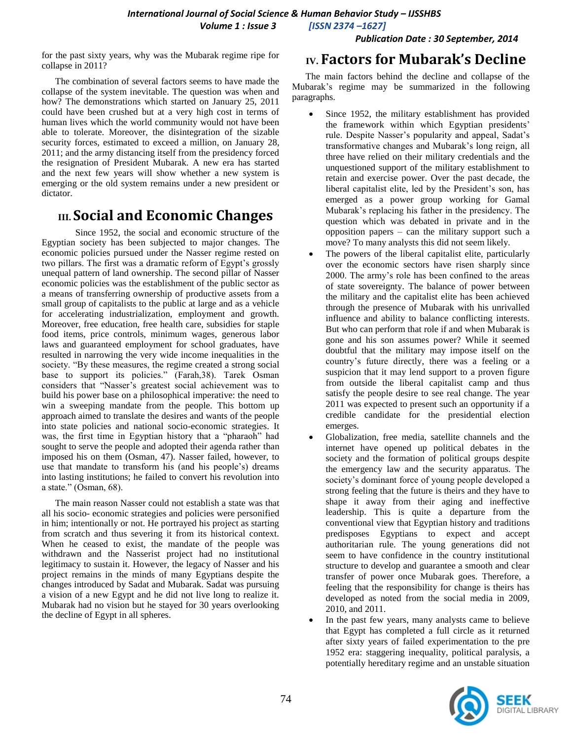for the past sixty years, why was the Mubarak regime ripe for collapse in 2011?

The combination of several factors seems to have made the collapse of the system inevitable. The question was when and how? The demonstrations which started on January 25, 2011 could have been crushed but at a very high cost in terms of human lives which the world community would not have been able to tolerate. Moreover, the disintegration of the sizable security forces, estimated to exceed a million, on January 28, 2011; and the army distancing itself from the presidency forced the resignation of President Mubarak. A new era has started and the next few years will show whether a new system is emerging or the old system remains under a new president or dictator.

## III. Social and Economic Changes

Since 1952, the social and economic structure of the Egyptian society has been subjected to major changes. The economic policies pursued under the Nasser regime rested on two pillars. The first was a dramatic reform of Egypt's grossly unequal pattern of land ownership. The second pillar of Nasser economic policies was the establishment of the public sector as a means of transferring ownership of productive assets from a small group of capitalists to the public at large and as a vehicle for accelerating industrialization, employment and growth. Moreover, free education, free health care, subsidies for staple food items, price controls, minimum wages, generous labor laws and guaranteed employment for school graduates, have resulted in narrowing the very wide income inequalities in the society. "By these measures, the regime created a strong social base to support its policies." (Farah,38). Tarek Osman considers that "Nasser's greatest social achievement was to build his power base on a philosophical imperative: the need to win a sweeping mandate from the people. This bottom up approach aimed to translate the desires and wants of the people into state policies and national socio-economic strategies. It was, the first time in Egyptian history that a "pharaoh" had sought to serve the people and adopted their agenda rather than imposed his on them (Osman, 47). Nasser failed, however, to use that mandate to transform his (and his people's) dreams into lasting institutions; he failed to convert his revolution into a state." (Osman, 68).

The main reason Nasser could not establish a state was that all his socio- economic strategies and policies were personified in him; intentionally or not. He portrayed his project as starting from scratch and thus severing it from its historical context. When he ceased to exist, the mandate of the people was withdrawn and the Nasserist project had no institutional legitimacy to sustain it. However, the legacy of Nasser and his project remains in the minds of many Egyptians despite the changes introduced by Sadat and Mubarak. Sadat was pursuing a vision of a new Egypt and he did not live long to realize it. Mubarak had no vision but he stayed for 30 years overlooking the decline of Egypt in all spheres.

## IV. Factors for Mubarak's Decline

The main factors behind the decline and collapse of the Mubarak's regime may be summarized in the following paragraphs.

- Since 1952, the military establishment has provided the framework within which Egyptian presidents' rule. Despite Nasser's popularity and appeal, Sadat's transformative changes and Mubarak's long reign, all three have relied on their military credentials and the unquestioned support of the military establishment to retain and exercise power. Over the past decade, the liberal capitalist elite, led by the President's son, has emerged as a power group working for Gamal Mubarak's replacing his father in the presidency. The question which was debated in private and in the opposition papers – can the military support such a move? To many analysts this did not seem likely.
- The powers of the liberal capitalist elite, particularly over the economic sectors have risen sharply since 2000. The army's role has been confined to the areas of state sovereignty. The balance of power between the military and the capitalist elite has been achieved through the presence of Mubarak with his unrivalled influence and ability to balance conflicting interests. But who can perform that role if and when Mubarak is gone and his son assumes power? While it seemed doubtful that the military may impose itself on the country's future directly, there was a feeling or a suspicion that it may lend support to a proven figure from outside the liberal capitalist camp and thus satisfy the people desire to see real change. The year 2011 was expected to present such an opportunity if a credible candidate for the presidential election emerges.
- Globalization, free media, satellite channels and the internet have opened up political debates in the society and the formation of political groups despite the emergency law and the security apparatus. The society's dominant force of young people developed a strong feeling that the future is theirs and they have to shape it away from their aging and ineffective leadership. This is quite a departure from the conventional view that Egyptian history and traditions predisposes Egyptians to expect and accept authoritarian rule. The young generations did not seem to have confidence in the country institutional structure to develop and guarantee a smooth and clear transfer of power once Mubarak goes. Therefore, a feeling that the responsibility for change is theirs has developed as noted from the social media in 2009, 2010, and 2011.
- In the past few years, many analysts came to believe that Egypt has completed a full circle as it returned after sixty years of failed experimentation to the pre 1952 era: staggering inequality, political paralysis, a potentially hereditary regime and an unstable situation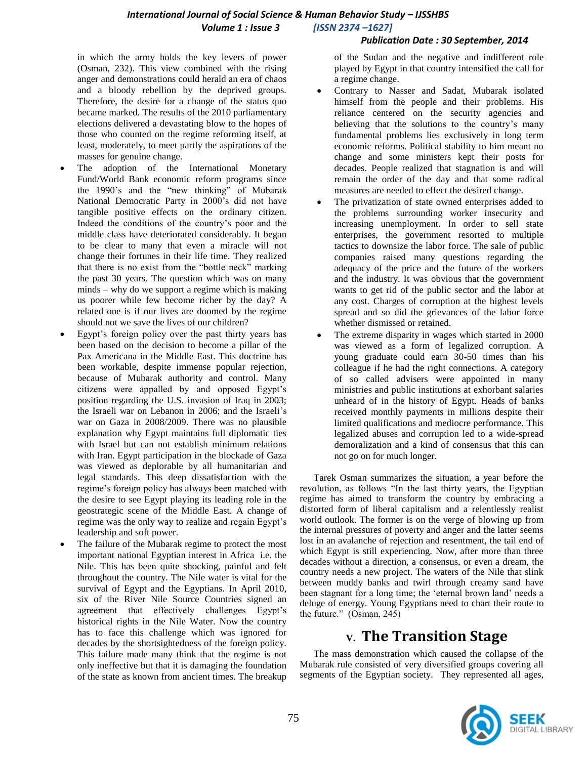in which the army holds the key levers of power (Osman, 232). This view combined with the rising anger and demonstrations could herald an era of chaos and a bloody rebellion by the deprived groups. Therefore, the desire for a change of the status quo became marked. The results of the 2010 parliamentary elections delivered a devastating blow to the hopes of those who counted on the regime reforming itself, at least, moderately, to meet partly the aspirations of the masses for genuine change.

- The adoption of the International Monetary Fund/World Bank economic reform programs since the 1990's and the "new thinking" of Mubarak National Democratic Party in 2000's did not have tangible positive effects on the ordinary citizen. Indeed the conditions of the country's poor and the middle class have deteriorated considerably. It began to be clear to many that even a miracle will not change their fortunes in their life time. They realized that there is no exist from the "bottle neck" marking the past 30 years. The question which was on many minds – why do we support a regime which is making us poorer while few become richer by the day? A related one is if our lives are doomed by the regime should not we save the lives of our children?
- Egypt's foreign policy over the past thirty years has been based on the decision to become a pillar of the Pax Americana in the Middle East. This doctrine has been workable, despite immense popular rejection, because of Mubarak authority and control. Many citizens were appalled by and opposed Egypt's position regarding the U.S. invasion of Iraq in 2003; the Israeli war on Lebanon in 2006; and the Israeli's war on Gaza in 2008/2009. There was no plausible explanation why Egypt maintains full diplomatic ties with Israel but can not establish minimum relations with Iran. Egypt participation in the blockade of Gaza was viewed as deplorable by all humanitarian and legal standards. This deep dissatisfaction with the regime's foreign policy has always been matched with the desire to see Egypt playing its leading role in the geostrategic scene of the Middle East. A change of regime was the only way to realize and regain Egypt's leadership and soft power.
- The failure of the Mubarak regime to protect the most important national Egyptian interest in Africa i.e. the Nile. This has been quite shocking, painful and felt throughout the country. The Nile water is vital for the survival of Egypt and the Egyptians. In April 2010, six of the River Nile Source Countries signed an agreement that effectively challenges Egypt's historical rights in the Nile Water. Now the country has to face this challenge which was ignored for decades by the shortsightedness of the foreign policy. This failure made many think that the regime is not only ineffective but that it is damaging the foundation of the state as known from ancient times. The breakup of the Sudan and the negative and indifferent role played by Egypt in that country intensified the call for a regime change.
- Contrary to Nasser and Sadat, Mubarak isolated himself from the people and their problems. His reliance centered on the security agencies and believing that the solutions to the country's many fundamental problems lies exclusively in long term economic reforms. Political stability to him meant no change and some ministers kept their posts for decades. People realized that stagnation is and will remain the order of the day and that some radical measures are needed to effect the desired change.
- The privatization of state owned enterprises added to the problems surrounding worker insecurity and increasing unemployment. In order to sell state enterprises, the government resorted to multiple tactics to downsize the labor force. The sale of public companies raised many questions regarding the adequacy of the price and the future of the workers and the industry. It was obvious that the government wants to get rid of the public sector and the labor at any cost. Charges of corruption at the highest levels spread and so did the grievances of the labor force whether dismissed or retained.
- The extreme disparity in wages which started in 2000 was viewed as a form of legalized corruption. A young graduate could earn 30-50 times than his colleague if he had the right connections. A category of so called advisers were appointed in many ministries and public institutions at exhorbant salaries unheard of in the history of Egypt. Heads of banks received monthly payments in millions despite their limited qualifications and mediocre performance. This legalized abuses and corruption led to a wide-spread demoralization and a kind of consensus that this can not go on for much longer.

Tarek Osman summarizes the situation, a year before the revolution, as follows "In the last thirty years, the Egyptian regime has aimed to transform the country by embracing a distorted form of liberal capitalism and a relentlessly realist world outlook. The former is on the verge of blowing up from the internal pressures of poverty and anger and the latter seems lost in an avalanche of rejection and resentment, the tail end of which Egypt is still experiencing. Now, after more than three decades without a direction, a consensus, or even a dream, the country needs a new project. The waters of the Nile that slink between muddy banks and twirl through creamy sand have been stagnant for a long time; the 'eternal brown land' needs a deluge of energy. Young Egyptians need to chart their route to the future." (Osman, 245)

## V. The Transition Stage

The mass demonstration which caused the collapse of the Mubarak rule consisted of very diversified groups covering all segments of the Egyptian society. They represented all ages,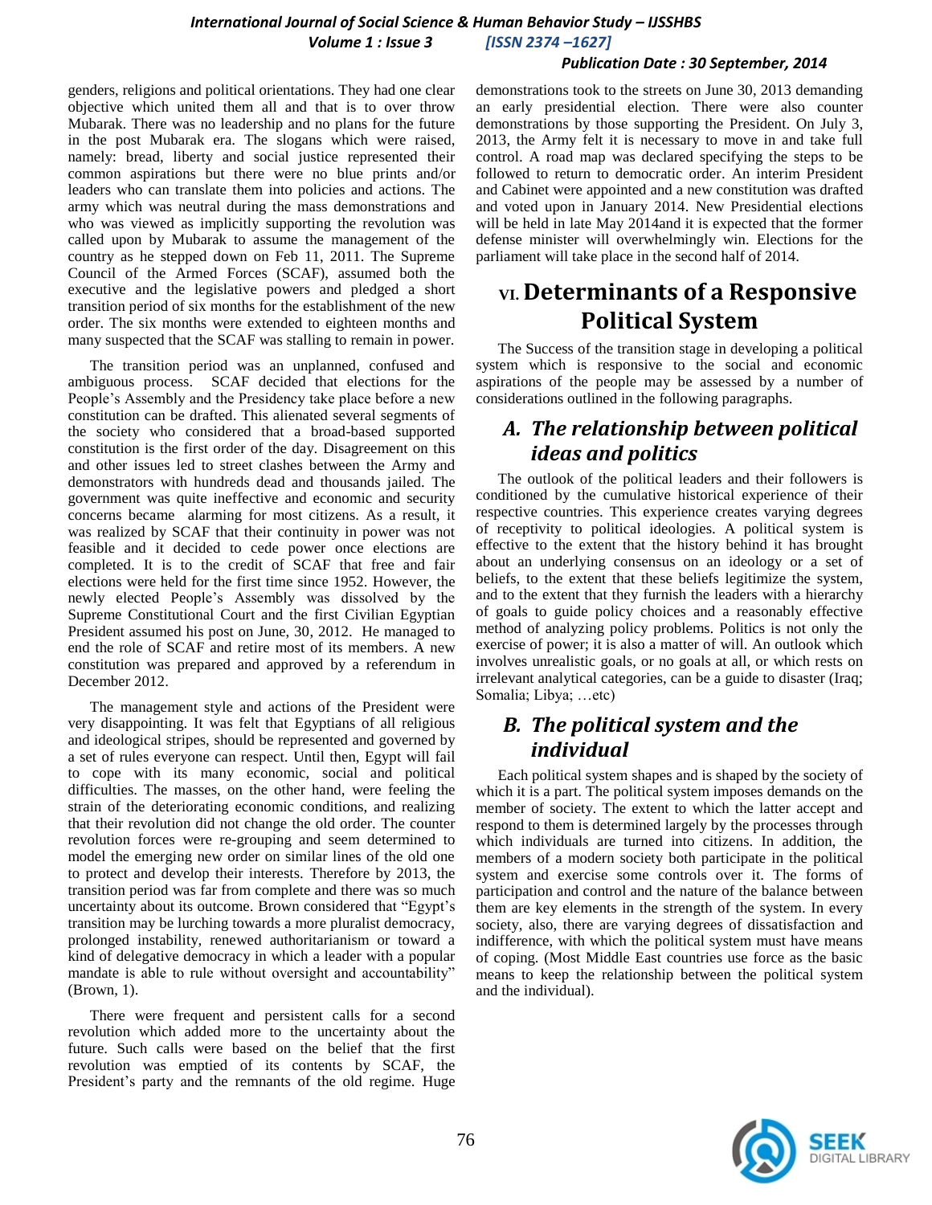genders, religions and political orientations. They had one clear objective which united them all and that is to over throw Mubarak. There was no leadership and no plans for the future in the post Mubarak era. The slogans which were raised, namely: bread, liberty and social justice represented their common aspirations but there were no blue prints and/or leaders who can translate them into policies and actions. The army which was neutral during the mass demonstrations and who was viewed as implicitly supporting the revolution was called upon by Mubarak to assume the management of the country as he stepped down on Feb 11, 2011. The Supreme Council of the Armed Forces (SCAF), assumed both the executive and the legislative powers and pledged a short transition period of six months for the establishment of the new order. The six months were extended to eighteen months and many suspected that the SCAF was stalling to remain in power.

The transition period was an unplanned, confused and ambiguous process. SCAF decided that elections for the People's Assembly and the Presidency take place before a new constitution can be drafted. This alienated several segments of the society who considered that a broad-based supported constitution is the first order of the day. Disagreement on this and other issues led to street clashes between the Army and demonstrators with hundreds dead and thousands jailed. The government was quite ineffective and economic and security concerns became alarming for most citizens. As a result, it was realized by SCAF that their continuity in power was not feasible and it decided to cede power once elections are completed. It is to the credit of SCAF that free and fair elections were held for the first time since 1952. However, the newly elected People's Assembly was dissolved by the Supreme Constitutional Court and the first Civilian Egyptian President assumed his post on June, 30, 2012. He managed to end the role of SCAF and retire most of its members. A new constitution was prepared and approved by a referendum in December 2012.

The management style and actions of the President were very disappointing. It was felt that Egyptians of all religious and ideological stripes, should be represented and governed by a set of rules everyone can respect. Until then, Egypt will fail to cope with its many economic, social and political difficulties. The masses, on the other hand, were feeling the strain of the deteriorating economic conditions, and realizing that their revolution did not change the old order. The counter revolution forces were re-grouping and seem determined to model the emerging new order on similar lines of the old one to protect and develop their interests. Therefore by 2013, the transition period was far from complete and there was so much uncertainty about its outcome. Brown considered that "Egypt's transition may be lurching towards a more pluralist democracy, prolonged instability, renewed authoritarianism or toward a kind of delegative democracy in which a leader with a popular mandate is able to rule without oversight and accountability" (Brown, 1).

There were frequent and persistent calls for a second revolution which added more to the uncertainty about the future. Such calls were based on the belief that the first revolution was emptied of its contents by SCAF, the President's party and the remnants of the old regime. Huge demonstrations took to the streets on June 30, 2013 demanding an early presidential election. There were also counter demonstrations by those supporting the President. On July 3, 2013, the Army felt it is necessary to move in and take full control. A road map was declared specifying the steps to be followed to return to democratic order. An interim President and Cabinet were appointed and a new constitution was drafted and voted upon in January 2014. New Presidential elections will be held in late May 2014and it is expected that the former defense minister will overwhelmingly win. Elections for the parliament will take place in the second half of 2014.

# VI. Determinants of a Responsive Political System

The Success of the transition stage in developing a political system which is responsive to the social and economic aspirations of the people may be assessed by a number of considerations outlined in the following paragraphs.

## *A. The relationship between political ideas and politics*

The outlook of the political leaders and their followers is conditioned by the cumulative historical experience of their respective countries. This experience creates varying degrees of receptivity to political ideologies. A political system is effective to the extent that the history behind it has brought about an underlying consensus on an ideology or a set of beliefs, to the extent that these beliefs legitimize the system, and to the extent that they furnish the leaders with a hierarchy of goals to guide policy choices and a reasonably effective method of analyzing policy problems. Politics is not only the exercise of power; it is also a matter of will. An outlook which involves unrealistic goals, or no goals at all, or which rests on irrelevant analytical categories, can be a guide to disaster (Iraq; Somalia; Libya; …etc)

## *B. The political system and the individual*

Each political system shapes and is shaped by the society of which it is a part. The political system imposes demands on the member of society. The extent to which the latter accept and respond to them is determined largely by the processes through which individuals are turned into citizens. In addition, the members of a modern society both participate in the political system and exercise some controls over it. The forms of participation and control and the nature of the balance between them are key elements in the strength of the system. In every society, also, there are varying degrees of dissatisfaction and indifference, with which the political system must have means of coping. (Most Middle East countries use force as the basic means to keep the relationship between the political system and the individual).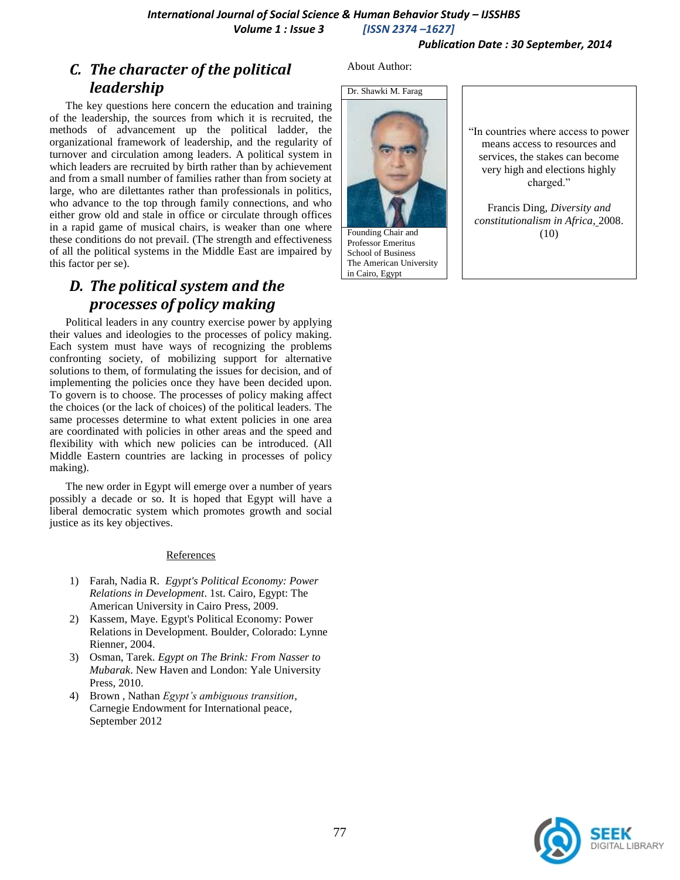## C. *The character of the political leadership*

The key questions here concern the education and training of the leadership, the sources from which it is recruited, the methods of advancement up the political ladder, the organizational framework of leadership, and the regularity of turnover and circulation among leaders. A political system in which leaders are recruited by birth rather than by achievement and from a small number of families rather than from society at large, who are dilettantes rather than professionals in politics, who advance to the top through family connections, and who either grow old and stale in office or circulate through offices in a rapid game of musical chairs, is weaker than one where these conditions do not prevail. (The strength and effectiveness of all the political systems in the Middle East are impaired by this factor per se).

## D. *The political system and the processes of policy making*

Political leaders in any country exercise power by applying their values and ideologies to the processes of policy making. Each system must have ways of recognizing the problems confronting society, of mobilizing support for alternative solutions to them, of formulating the issues for decision, and of implementing the policies once they have been decided upon. To govern is to choose. The processes of policy making affect the choices (or the lack of choices) of the political leaders. The same processes determine to what extent policies in one area are coordinated with policies in other areas and the speed and flexibility with which new policies can be introduced. (All Middle Eastern countries are lacking in processes of policy making).

The new order in Egypt will emerge over a number of years possibly a decade or so. It is hoped that Egypt will have a liberal democratic system which promotes growth and social justice as its key objectives.

References

1) Farah, Nadia R. *Egypt's Political Economy: Power Relations in Development*. 1st. Cairo, Egypt: The American University in Cairo Press, 2009.
2) Kassem, Maye. Egypt's Political Economy: Power Relations in Development. Boulder, Colorado: Lynne Rienner, 2004.
3) Osman, Tarek. *Egypt on The Brink: From Nasser to Mubarak*. New Haven and London: Yale University Press, 2010.
4) Brown , Nathan *Egypt's ambiguous transition*, Carnegie Endowment for International peace, September 2012

About Author:

Dr. Shawki M. Farag

Founding Chair and Professor Emeritus School of Business The American University in Cairo, Egypt

"In countries where access to power means access to resources and services, the stakes can become very high and elections highly charged."

Francis Ding, *Diversity and constitutionalism in Africa*, 2008. (10)